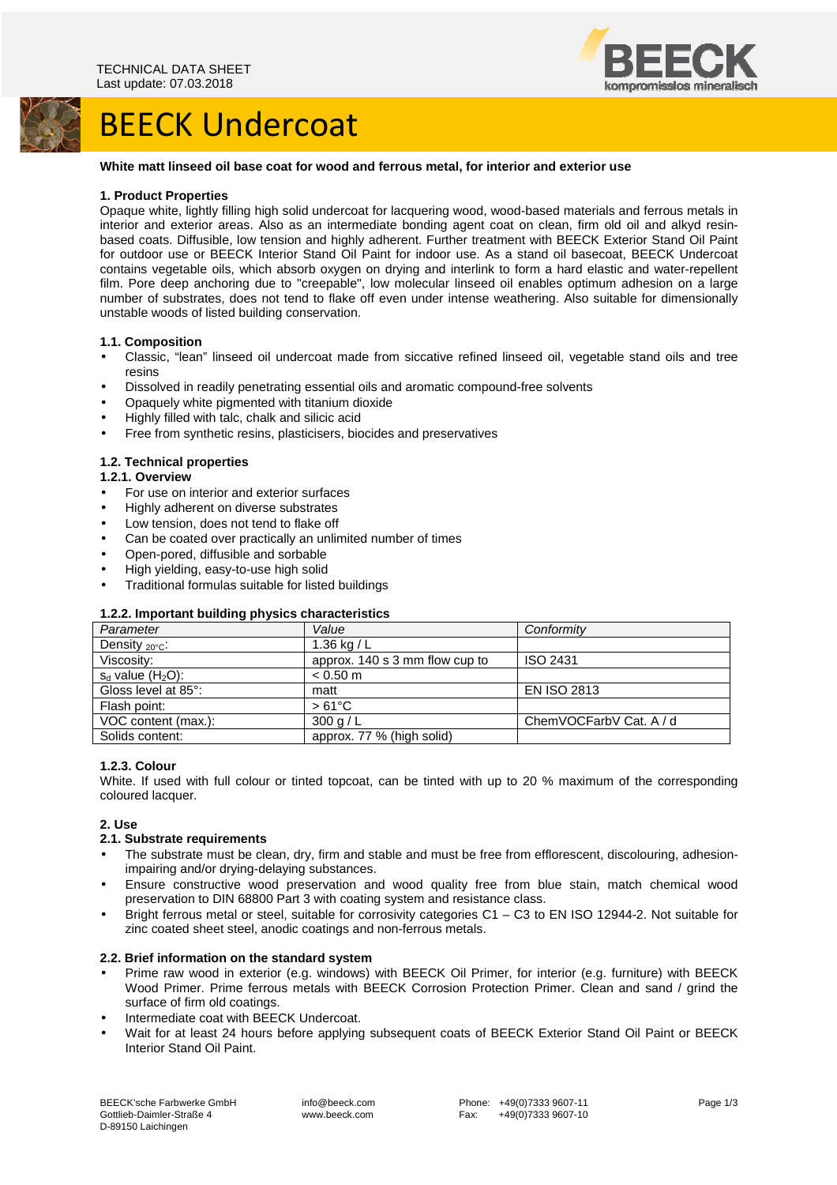TECHNICAL DATA SHEET
Last update: 07.03.2018

# BEECK Undercoat

**White matt linseed oil base coat for wood and ferrous metal, for interior and exterior use**

## 1. Product Properties

Opaque white, lightly filling high solid undercoat for lacquering wood, wood-based materials and ferrous metals in interior and exterior areas. Also as an intermediate bonding agent coat on clean, firm old oil and alkyd resin-based coats. Diffusible, low tension and highly adherent. Further treatment with BEECK Exterior Stand Oil Paint for outdoor use or BEECK Interior Stand Oil Paint for indoor use. As a stand oil basecoat, BEECK Undercoat contains vegetable oils, which absorb oxygen on drying and interlink to form a hard elastic and water-repellent film. Pore deep anchoring due to "creepable", low molecular linseed oil enables optimum adhesion on a large number of substrates, does not tend to flake off even under intense weathering. Also suitable for dimensionally unstable woods of listed building conservation.

### 1.1. Composition

- Classic, "lean" linseed oil undercoat made from siccative refined linseed oil, vegetable stand oils and tree resins
- Dissolved in readily penetrating essential oils and aromatic compound-free solvents
- Opaquely white pigmented with titanium dioxide
- Highly filled with talc, chalk and silicic acid
- Free from synthetic resins, plasticisers, biocides and preservatives

### 1.2. Technical properties

#### 1.2.1. Overview

- For use on interior and exterior surfaces
- Highly adherent on diverse substrates
- Low tension, does not tend to flake off
- Can be coated over practically an unlimited number of times
- Open-pored, diffusible and sorbable
- High yielding, easy-to-use high solid
- Traditional formulas suitable for listed buildings

#### 1.2.2. Important building physics characteristics

| *Parameter* | *Value* | *Conformity* |
|---|---|---|
| Density $_{20°C}$: | 1.36 kg / L | |
| Viscosity: | approx. 140 s 3 mm flow cup to | ISO 2431 |
| $s_d$ value ($H_2O$): | < 0.50 m | |
| Gloss level at 85°: | matt | EN ISO 2813 |
| Flash point: | > 61°C | |
| VOC content (max.): | 300 g / L | ChemVOCFarbV Cat. A / d |
| Solids content: | approx. 77 % (high solid) | |

#### 1.2.3. Colour

White. If used with full colour or tinted topcoat, can be tinted with up to 20 % maximum of the corresponding coloured lacquer.

## 2. Use

### 2.1. Substrate requirements

- The substrate must be clean, dry, firm and stable and must be free from efflorescent, discolouring, adhesion-impairing and/or drying-delaying substances.
- Ensure constructive wood preservation and wood quality free from blue stain, match chemical wood preservation to DIN 68800 Part 3 with coating system and resistance class.
- Bright ferrous metal or steel, suitable for corrosivity categories C1 – C3 to EN ISO 12944-2. Not suitable for zinc coated sheet steel, anodic coatings and non-ferrous metals.

### 2.2. Brief information on the standard system

- Prime raw wood in exterior (e.g. windows) with BEECK Oil Primer, for interior (e.g. furniture) with BEECK Wood Primer. Prime ferrous metals with BEECK Corrosion Protection Primer. Clean and sand / grind the surface of firm old coatings.
- Intermediate coat with BEECK Undercoat.
- Wait for at least 24 hours before applying subsequent coats of BEECK Exterior Stand Oil Paint or BEECK Interior Stand Oil Paint.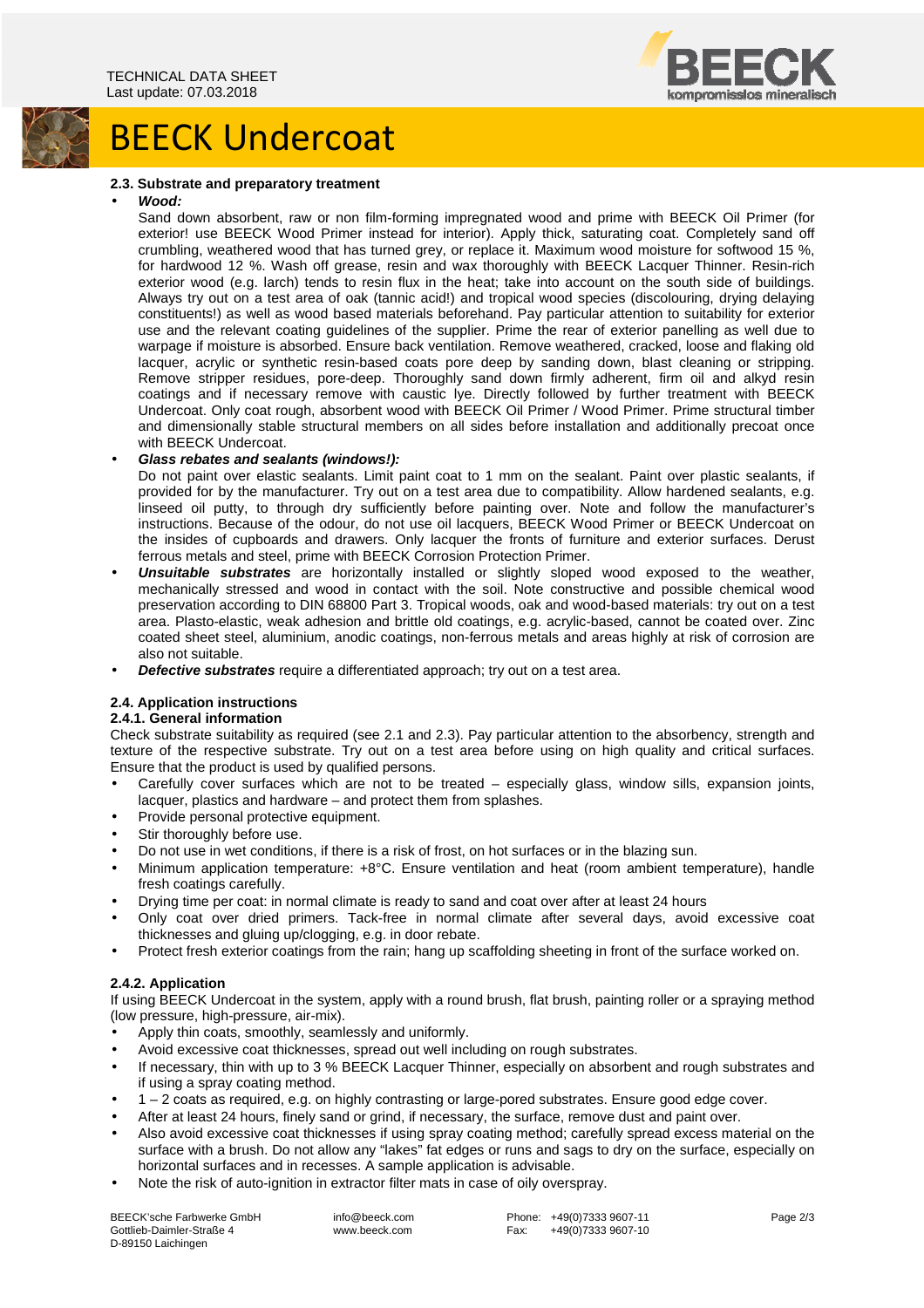### 2.3. Substrate and preparatory treatment

- ***Wood:***

  Sand down absorbent, raw or non film-forming impregnated wood and prime with BEECK Oil Primer (for exterior! use BEECK Wood Primer instead for interior). Apply thick, saturating coat. Completely sand off crumbling, weathered wood that has turned grey, or replace it. Maximum wood moisture for softwood 15 %, for hardwood 12 %. Wash off grease, resin and wax thoroughly with BEECK Lacquer Thinner. Resin-rich exterior wood (e.g. larch) tends to resin flux in the heat; take into account on the south side of buildings. Always try out on a test area of oak (tannic acid!) and tropical wood species (discolouring, drying delaying constituents!) as well as wood based materials beforehand. Pay particular attention to suitability for exterior use and the relevant coating guidelines of the supplier. Prime the rear of exterior panelling as well due to warpage if moisture is absorbed. Ensure back ventilation. Remove weathered, cracked, loose and flaking old lacquer, acrylic or synthetic resin-based coats pore deep by sanding down, blast cleaning or stripping. Remove stripper residues, pore-deep. Thoroughly sand down firmly adherent, firm oil and alkyd resin coatings and if necessary remove with caustic lye. Directly followed by further treatment with BEECK Undercoat. Only coat rough, absorbent wood with BEECK Oil Primer / Wood Primer. Prime structural timber and dimensionally stable structural members on all sides before installation and additionally precoat once with BEECK Undercoat.

- ***Glass rebates and sealants (windows!):***

  Do not paint over elastic sealants. Limit paint coat to 1 mm on the sealant. Paint over plastic sealants, if provided for by the manufacturer. Try out on a test area due to compatibility. Allow hardened sealants, e.g. linseed oil putty, to through dry sufficiently before painting over. Note and follow the manufacturer's instructions. Because of the odour, do not use oil lacquers, BEECK Wood Primer or BEECK Undercoat on the insides of cupboards and drawers. Only lacquer the fronts of furniture and exterior surfaces. Derust ferrous metals and steel, prime with BEECK Corrosion Protection Primer.

- ***Unsuitable substrates*** are horizontally installed or slightly sloped wood exposed to the weather, mechanically stressed and wood in contact with the soil. Note constructive and possible chemical wood preservation according to DIN 68800 Part 3. Tropical woods, oak and wood-based materials: try out on a test area. Plasto-elastic, weak adhesion and brittle old coatings, e.g. acrylic-based, cannot be coated over. Zinc coated sheet steel, aluminium, anodic coatings, non-ferrous metals and areas highly at risk of corrosion are also not suitable.
- ***Defective substrates*** require a differentiated approach; try out on a test area.

### 2.4. Application instructions

#### 2.4.1. General information

Check substrate suitability as required (see 2.1 and 2.3). Pay particular attention to the absorbency, strength and texture of the respective substrate. Try out on a test area before using on high quality and critical surfaces. Ensure that the product is used by qualified persons.

- Carefully cover surfaces which are not to be treated – especially glass, window sills, expansion joints, lacquer, plastics and hardware – and protect them from splashes.
- Provide personal protective equipment.
- Stir thoroughly before use.
- Do not use in wet conditions, if there is a risk of frost, on hot surfaces or in the blazing sun.
- Minimum application temperature: +8°C. Ensure ventilation and heat (room ambient temperature), handle fresh coatings carefully.
- Drying time per coat: in normal climate is ready to sand and coat over after at least 24 hours
- Only coat over dried primers. Tack-free in normal climate after several days, avoid excessive coat thicknesses and gluing up/clogging, e.g. in door rebate.
- Protect fresh exterior coatings from the rain; hang up scaffolding sheeting in front of the surface worked on.

#### 2.4.2. Application

If using BEECK Undercoat in the system, apply with a round brush, flat brush, painting roller or a spraying method (low pressure, high-pressure, air-mix).

- Apply thin coats, smoothly, seamlessly and uniformly.
- Avoid excessive coat thicknesses, spread out well including on rough substrates.
- If necessary, thin with up to 3 % BEECK Lacquer Thinner, especially on absorbent and rough substrates and if using a spray coating method.
- 1 – 2 coats as required, e.g. on highly contrasting or large-pored substrates. Ensure good edge cover.
- After at least 24 hours, finely sand or grind, if necessary, the surface, remove dust and paint over.
- Also avoid excessive coat thicknesses if using spray coating method; carefully spread excess material on the surface with a brush. Do not allow any "lakes" fat edges or runs and sags to dry on the surface, especially on horizontal surfaces and in recesses. A sample application is advisable.
- Note the risk of auto-ignition in extractor filter mats in case of oily overspray.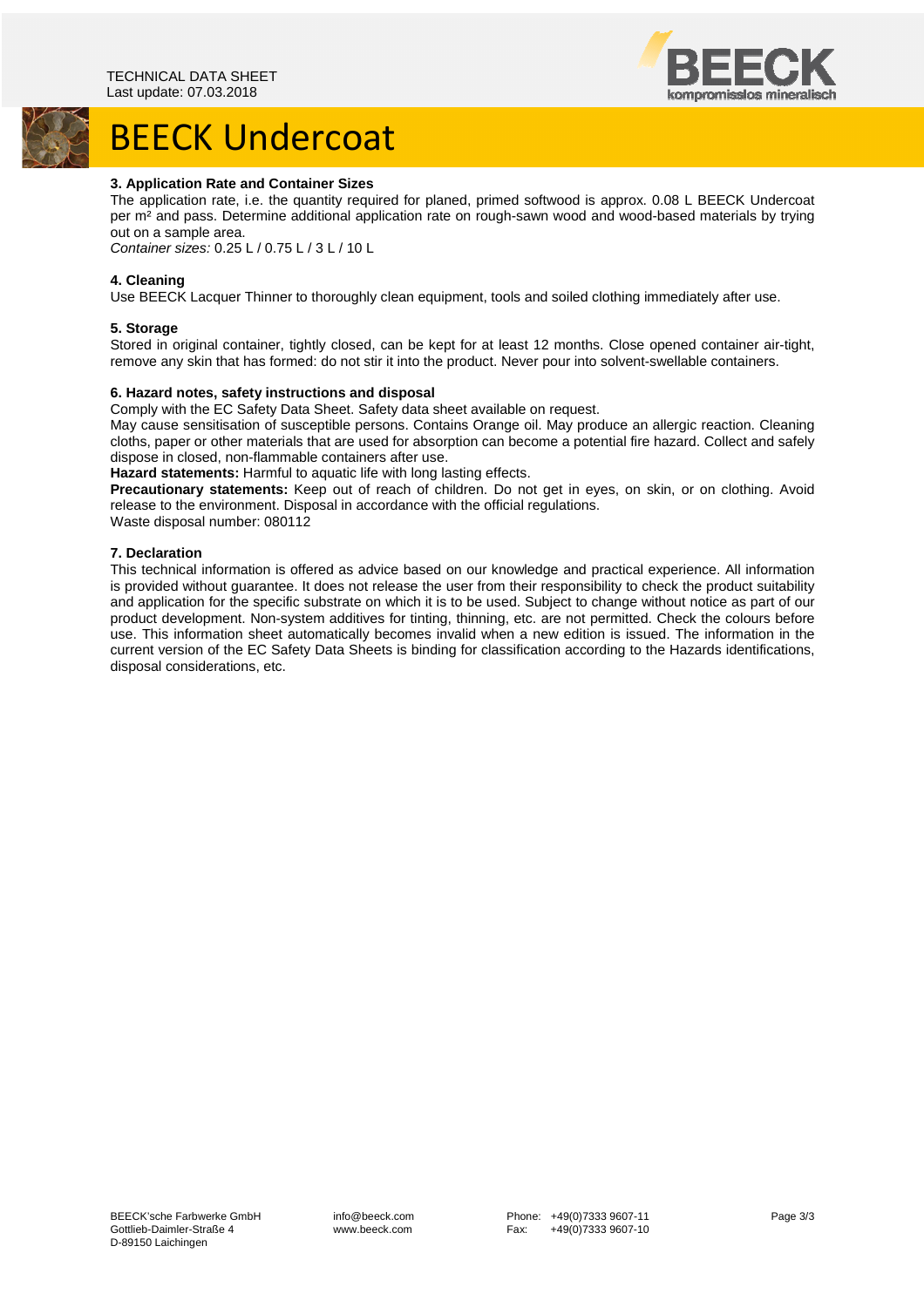# BEECK Undercoat

### 3. Application Rate and Container Sizes

The application rate, i.e. the quantity required for planed, primed softwood is approx. 0.08 L BEECK Undercoat per m² and pass. Determine additional application rate on rough-sawn wood and wood-based materials by trying out on a sample area.

*Container sizes:* 0.25 L / 0.75 L / 3 L / 10 L

### 4. Cleaning

Use BEECK Lacquer Thinner to thoroughly clean equipment, tools and soiled clothing immediately after use.

### 5. Storage

Stored in original container, tightly closed, can be kept for at least 12 months. Close opened container air-tight, remove any skin that has formed: do not stir it into the product. Never pour into solvent-swellable containers.

### 6. Hazard notes, safety instructions and disposal

Comply with the EC Safety Data Sheet. Safety data sheet available on request.

May cause sensitisation of susceptible persons. Contains Orange oil. May produce an allergic reaction. Cleaning cloths, paper or other materials that are used for absorption can become a potential fire hazard. Collect and safely dispose in closed, non-flammable containers after use.

**Hazard statements:** Harmful to aquatic life with long lasting effects.

**Precautionary statements:** Keep out of reach of children. Do not get in eyes, on skin, or on clothing. Avoid release to the environment. Disposal in accordance with the official regulations.

Waste disposal number: 080112

### 7. Declaration

This technical information is offered as advice based on our knowledge and practical experience. All information is provided without guarantee. It does not release the user from their responsibility to check the product suitability and application for the specific substrate on which it is to be used. Subject to change without notice as part of our product development. Non-system additives for tinting, thinning, etc. are not permitted. Check the colours before use. This information sheet automatically becomes invalid when a new edition is issued. The information in the current version of the EC Safety Data Sheets is binding for classification according to the Hazards identifications, disposal considerations, etc.